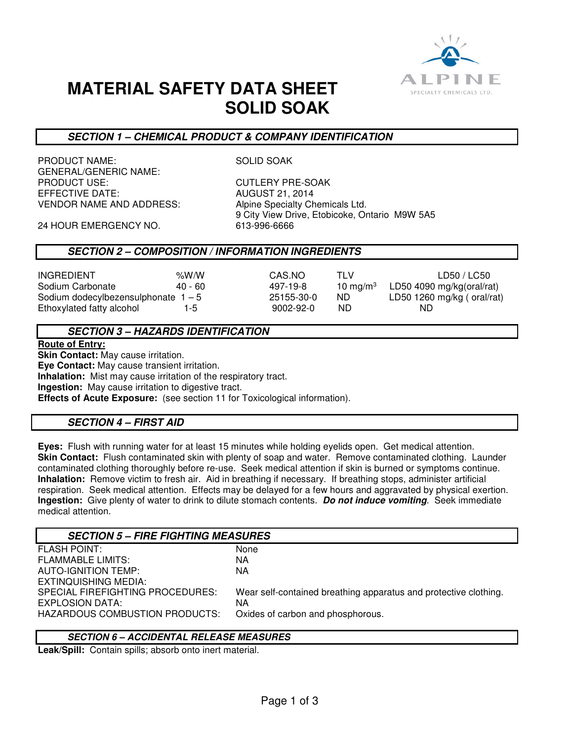# MATERIAL SAFETY DATA SHEET
# SOLID SOAK

ALPINE SPECIALTY CHEMICALS LTD.

## SECTION 1 – CHEMICAL PRODUCT & COMPANY IDENTIFICATION

| | |
|---|---|
| PRODUCT NAME: | SOLID SOAK |
| GENERAL/GENERIC NAME: | |
| PRODUCT USE: | CUTLERY PRE-SOAK |
| EFFECTIVE DATE: | AUGUST 21, 2014 |
| VENDOR NAME AND ADDRESS: | Alpine Specialty Chemicals Ltd.<br>9 City View Drive, Etobicoke, Ontario M9W 5A5 |
| 24 HOUR EMERGENCY NO. | 613-996-6666 |

## SECTION 2 – COMPOSITION / INFORMATION INGREDIENTS

| INGREDIENT | %W/W | CAS.NO | TLV | LD50 / LC50 |
|---|---|---|---|---|
| Sodium Carbonate | 40 - 60 | 497-19-8 | 10 mg/m$^3$ | LD50 4090 mg/kg(oral/rat) |
| Sodium dodecylbezensulphonate | 1 – 5 | 25155-30-0 | ND | LD50 1260 mg/kg ( oral/rat) |
| Ethoxylated fatty alcohol | 1-5 | 9002-92-0 | ND | ND |

## SECTION 3 – HAZARDS IDENTIFICATION

**Route of Entry:**

**Skin Contact:** May cause irritation.

**Eye Contact:** May cause transient irritation.

**Inhalation:** Mist may cause irritation of the respiratory tract.

**Ingestion:** May cause irritation to digestive tract.

**Effects of Acute Exposure:** (see section 11 for Toxicological information).

## SECTION 4 – FIRST AID

**Eyes:** Flush with running water for at least 15 minutes while holding eyelids open. Get medical attention.
**Skin Contact:** Flush contaminated skin with plenty of soap and water. Remove contaminated clothing. Launder contaminated clothing thoroughly before re-use. Seek medical attention if skin is burned or symptoms continue.
**Inhalation:** Remove victim to fresh air. Aid in breathing if necessary. If breathing stops, administer artificial respiration. Seek medical attention. Effects may be delayed for a few hours and aggravated by physical exertion.
**Ingestion:** Give plenty of water to drink to dilute stomach contents. ***Do not induce vomiting***. Seek immediate medical attention.

## SECTION 5 – FIRE FIGHTING MEASURES

| | |
|---|---|
| FLASH POINT: | None |
| FLAMMABLE LIMITS: | NA |
| AUTO-IGNITION TEMP: | NA |
| EXTINQUISHING MEDIA: | |
| SPECIAL FIREFIGHTING PROCEDURES: | Wear self-contained breathing apparatus and protective clothing. |
| EXPLOSION DATA: | NA |
| HAZARDOUS COMBUSTION PRODUCTS: | Oxides of carbon and phosphorous. |

## SECTION 6 – ACCIDENTAL RELEASE MEASURES

**Leak/Spill:** Contain spills; absorb onto inert material.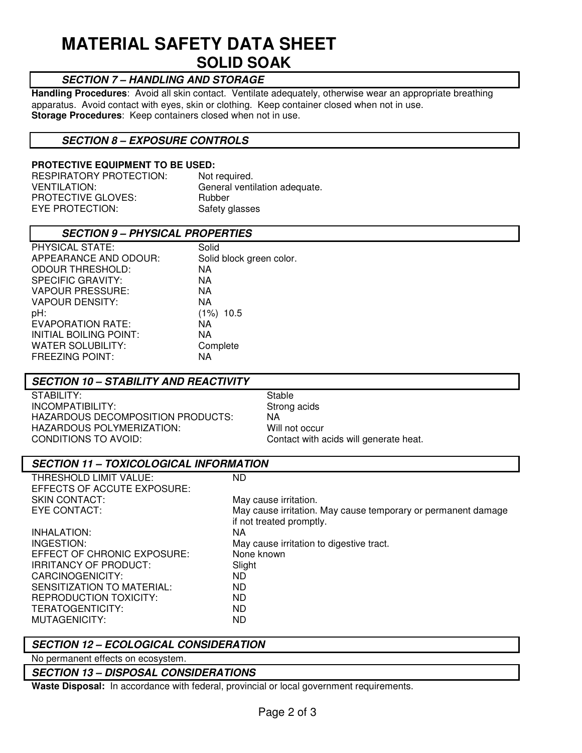# MATERIAL SAFETY DATA SHEET

## SOLID SOAK

### SECTION 7 – HANDLING AND STORAGE

**Handling Procedures**: Avoid all skin contact. Ventilate adequately, otherwise wear an appropriate breathing apparatus. Avoid contact with eyes, skin or clothing. Keep container closed when not in use.
**Storage Procedures**: Keep containers closed when not in use.

### SECTION 8 – EXPOSURE CONTROLS

**PROTECTIVE EQUIPMENT TO BE USED:**

| | |
|---|---|
| RESPIRATORY PROTECTION: | Not required. |
| VENTILATION: | General ventilation adequate. |
| PROTECTIVE GLOVES: | Rubber |
| EYE PROTECTION: | Safety glasses |

### SECTION 9 – PHYSICAL PROPERTIES

| | |
|---|---|
| PHYSICAL STATE: | Solid |
| APPEARANCE AND ODOUR: | Solid block green color. |
| ODOUR THRESHOLD: | NA |
| SPECIFIC GRAVITY: | NA |
| VAPOUR PRESSURE: | NA |
| VAPOUR DENSITY: | NA |
| pH: | (1%) 10.5 |
| EVAPORATION RATE: | NA |
| INITIAL BOILING POINT: | NA |
| WATER SOLUBILITY: | Complete |
| FREEZING POINT: | NA |

### SECTION 10 – STABILITY AND REACTIVITY

| | |
|---|---|
| STABILITY: | Stable |
| INCOMPATIBILITY: | Strong acids |
| HAZARDOUS DECOMPOSITION PRODUCTS: | NA |
| HAZARDOUS POLYMERIZATION: | Will not occur |
| CONDITIONS TO AVOID: | Contact with acids will generate heat. |

### SECTION 11 – TOXICOLOGICAL INFORMATION

| | |
|---|---|
| THRESHOLD LIMIT VALUE: | ND |
| EFFECTS OF ACCUTE EXPOSURE: | |
| SKIN CONTACT: | May cause irritation. |
| EYE CONTACT: | May cause irritation. May cause temporary or permanent damage if not treated promptly. |
| INHALATION: | NA |
| INGESTION: | May cause irritation to digestive tract. |
| EFFECT OF CHRONIC EXPOSURE: | None known |
| IRRITANCY OF PRODUCT: | Slight |
| CARCINOGENICITY: | ND |
| SENSITIZATION TO MATERIAL: | ND |
| REPRODUCTION TOXICITY: | ND |
| TERATOGENTICITY: | ND |
| MUTAGENICITY: | ND |

### SECTION 12 – ECOLOGICAL CONSIDERATION

No permanent effects on ecosystem.

### SECTION 13 – DISPOSAL CONSIDERATIONS

**Waste Disposal:** In accordance with federal, provincial or local government requirements.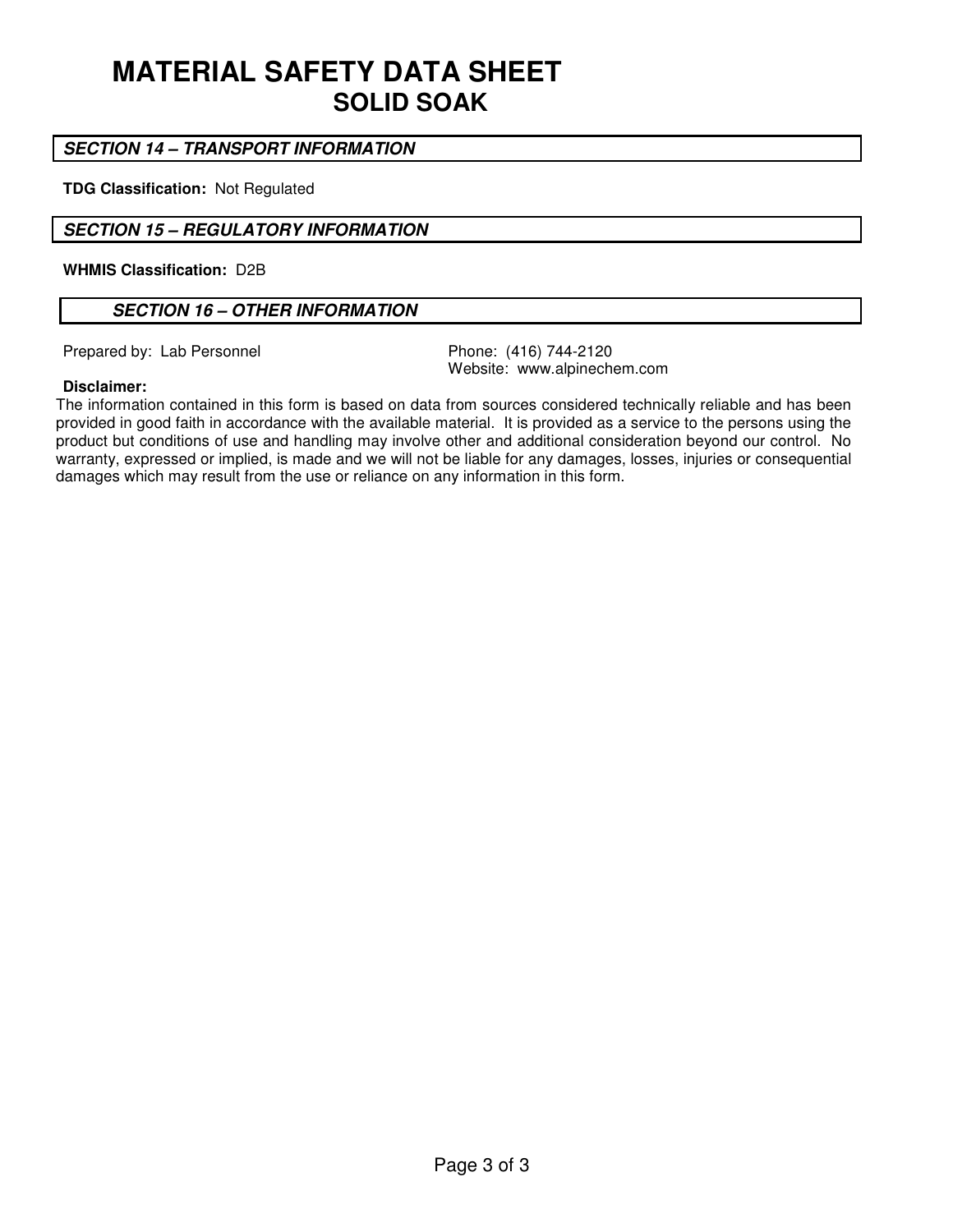# MATERIAL SAFETY DATA SHEET
## SOLID SOAK

### *SECTION 14 – TRANSPORT INFORMATION*

**TDG Classification:** Not Regulated

### *SECTION 15 – REGULATORY INFORMATION*

**WHMIS Classification:** D2B

### *SECTION 16 – OTHER INFORMATION*

Prepared by: Lab Personnel

Phone: (416) 744-2120
Website: www.alpinechem.com

**Disclaimer:**
The information contained in this form is based on data from sources considered technically reliable and has been provided in good faith in accordance with the available material. It is provided as a service to the persons using the product but conditions of use and handling may involve other and additional consideration beyond our control. No warranty, expressed or implied, is made and we will not be liable for any damages, losses, injuries or consequential damages which may result from the use or reliance on any information in this form.